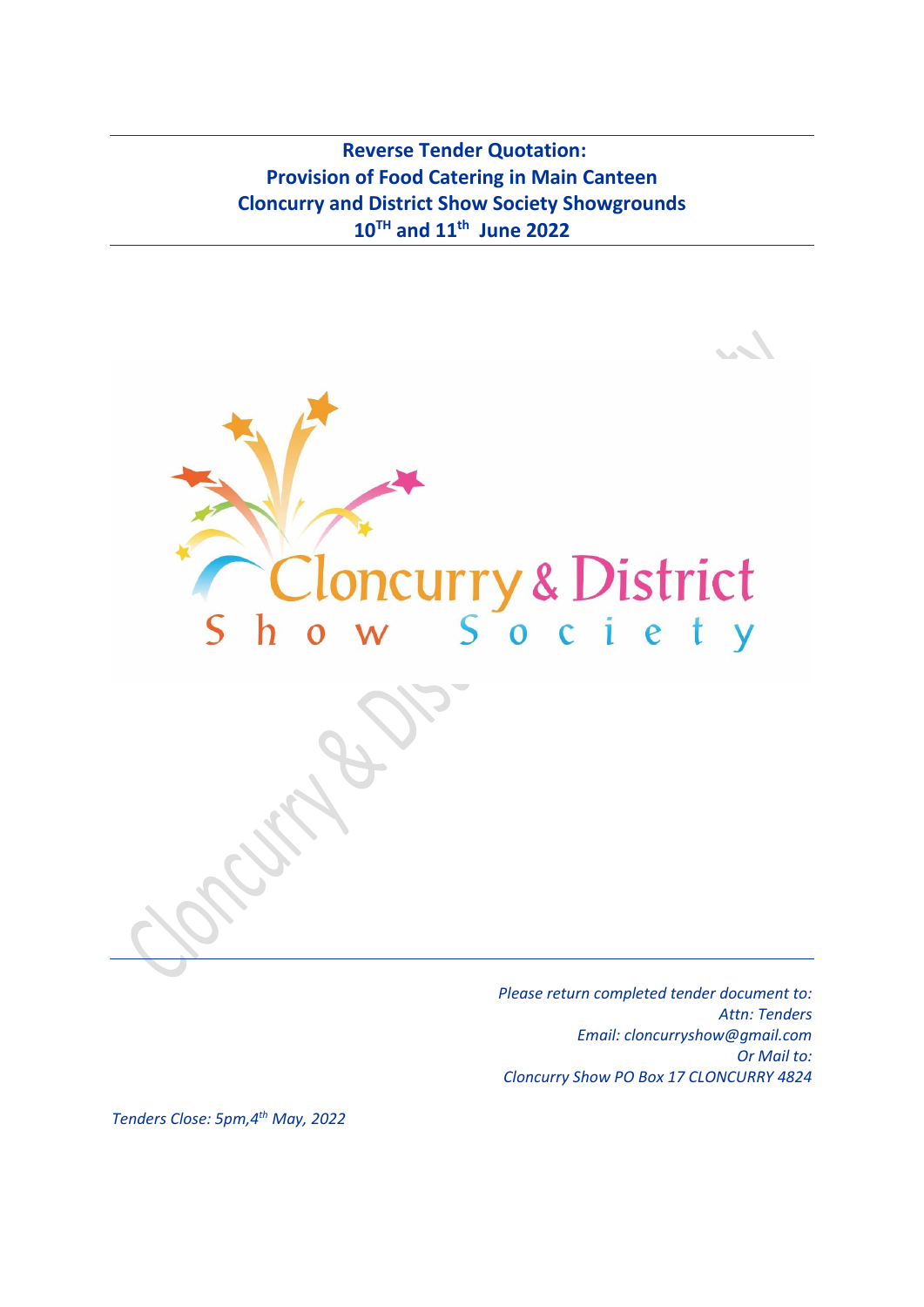# Reverse Tender Quotation:
# Provision of Food Catering in Main Canteen
# Cloncurry and District Show Society Showgrounds
# 10TH and 11th June 2022

Cloncurry & District

Show Society

*Please return completed tender document to:*
*Attn: Tenders*
*Email: cloncurryshow@gmail.com*
*Or Mail to:*
*Cloncurry Show PO Box 17 CLONCURRY 4824*

*Tenders Close: 5pm,4th May, 2022*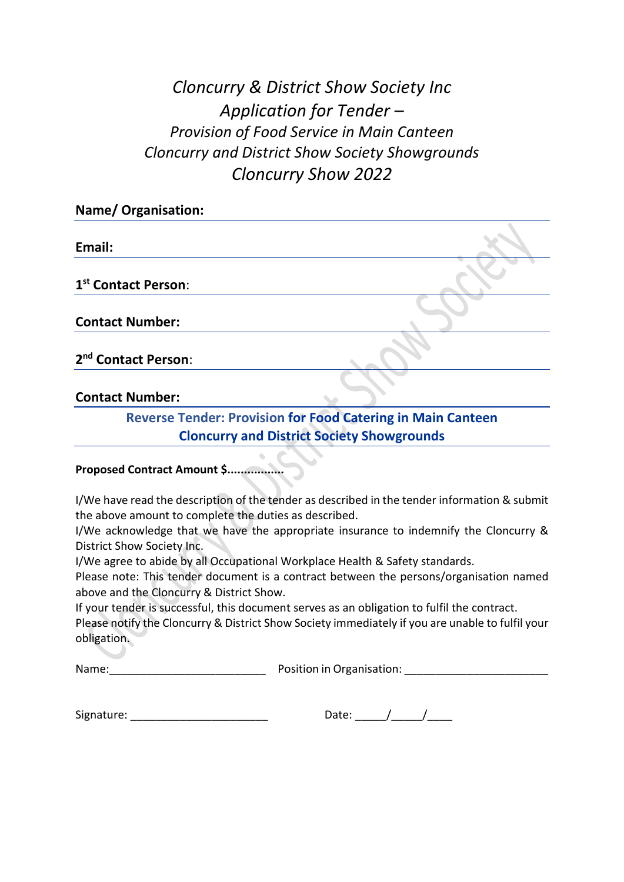*Cloncurry & District Show Society Inc*
*Application for Tender –*
*Provision of Food Service in Main Canteen*
*Cloncurry and District Show Society Showgrounds*
*Cloncurry Show 2022*

**Name/ Organisation:**

**Email:**

**1st Contact Person**:

**Contact Number:**

**2nd Contact Person**:

**Contact Number:**

**Reverse Tender: Provision for Food Catering in Main Canteen**
**Cloncurry and District Society Showgrounds**

**Proposed Contract Amount $.................**

I/We have read the description of the tender as described in the tender information & submit the above amount to complete the duties as described.
I/We acknowledge that we have the appropriate insurance to indemnify the Cloncurry & District Show Society Inc.
I/We agree to abide by all Occupational Workplace Health & Safety standards.
Please note: This tender document is a contract between the persons/organisation named above and the Cloncurry & District Show.
If your tender is successful, this document serves as an obligation to fulfil the contract.
Please notify the Cloncurry & District Show Society immediately if you are unable to fulfil your obligation.

Name:_________________________ Position in Organisation: ______________________

Signature: ______________________ Date: _____/_____/____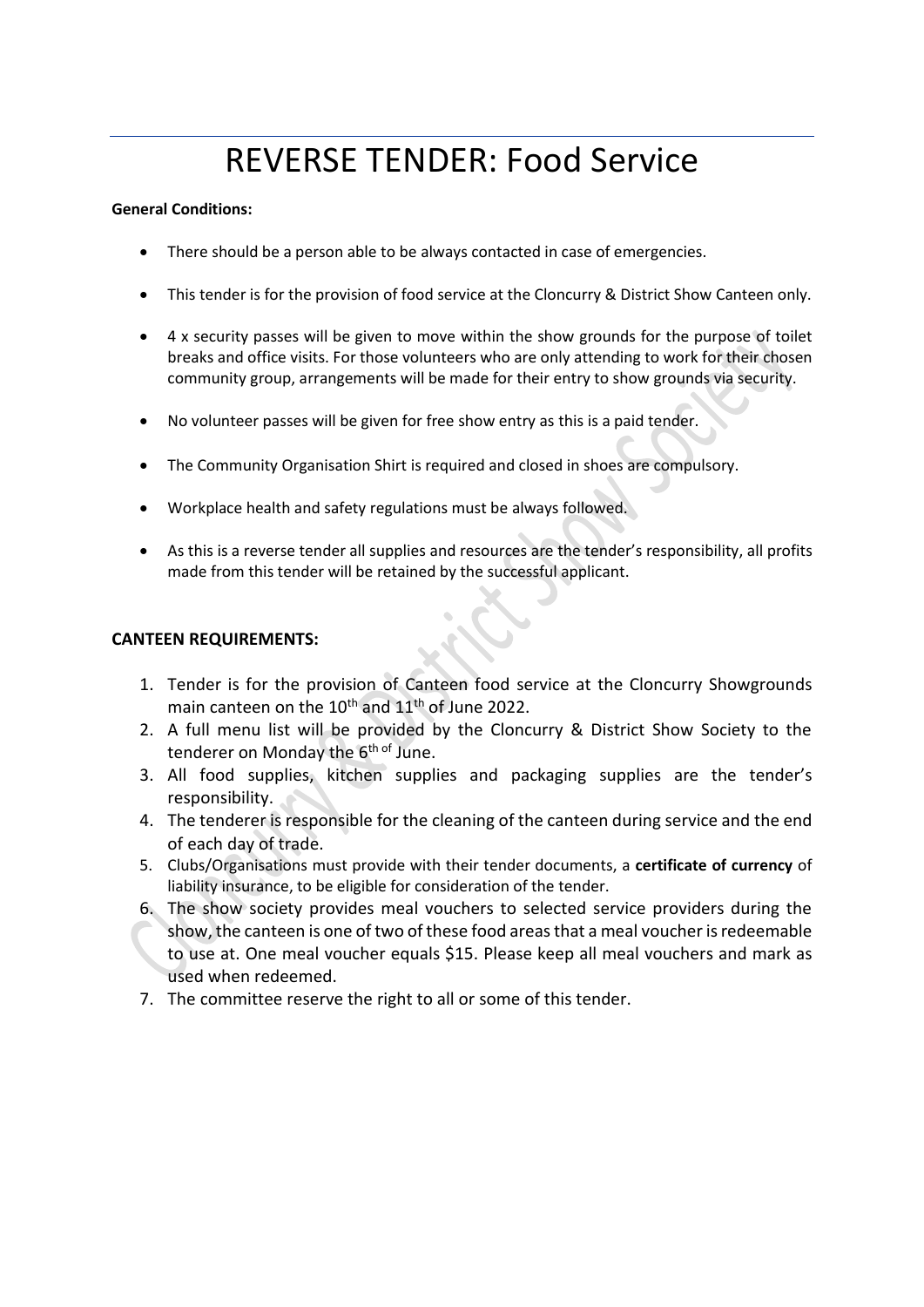# REVERSE TENDER: Food Service

**General Conditions:**

- There should be a person able to be always contacted in case of emergencies.
- This tender is for the provision of food service at the Cloncurry & District Show Canteen only.
- 4 x security passes will be given to move within the show grounds for the purpose of toilet breaks and office visits. For those volunteers who are only attending to work for their chosen community group, arrangements will be made for their entry to show grounds via security.
- No volunteer passes will be given for free show entry as this is a paid tender.
- The Community Organisation Shirt is required and closed in shoes are compulsory.
- Workplace health and safety regulations must be always followed.
- As this is a reverse tender all supplies and resources are the tender's responsibility, all profits made from this tender will be retained by the successful applicant.

**CANTEEN REQUIREMENTS:**

1. Tender is for the provision of Canteen food service at the Cloncurry Showgrounds main canteen on the 10th and 11th of June 2022.
2. A full menu list will be provided by the Cloncurry & District Show Society to the tenderer on Monday the 6th of June.
3. All food supplies, kitchen supplies and packaging supplies are the tender's responsibility.
4. The tenderer is responsible for the cleaning of the canteen during service and the end of each day of trade.
5. Clubs/Organisations must provide with their tender documents, a **certificate of currency** of liability insurance, to be eligible for consideration of the tender.
6. The show society provides meal vouchers to selected service providers during the show, the canteen is one of two of these food areas that a meal voucher is redeemable to use at. One meal voucher equals $15. Please keep all meal vouchers and mark as used when redeemed.
7. The committee reserve the right to all or some of this tender.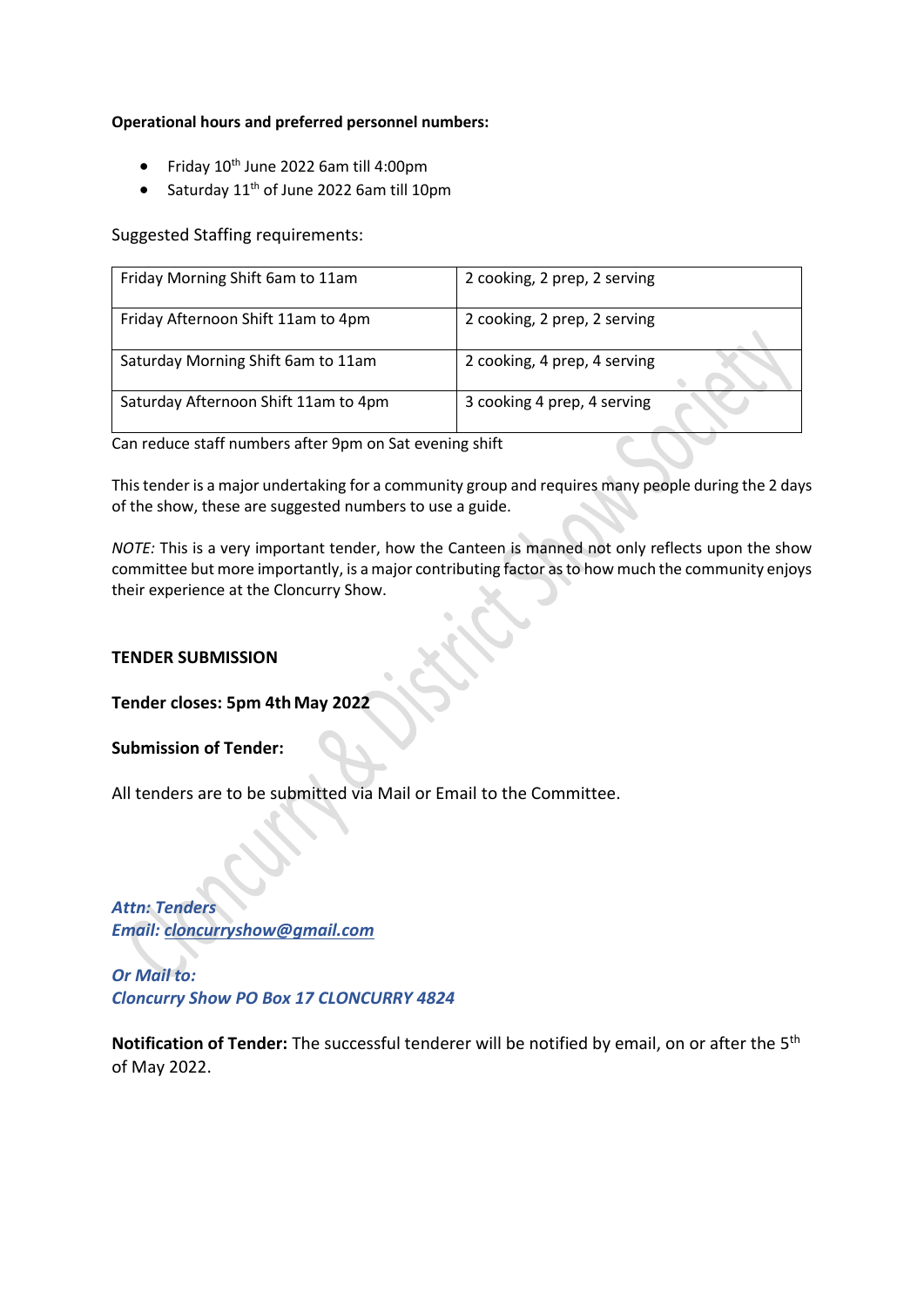**Operational hours and preferred personnel numbers:**

- Friday 10th June 2022 6am till 4:00pm
- Saturday 11th of June 2022 6am till 10pm

Suggested Staffing requirements:

| | |
|---|---|
| Friday Morning Shift 6am to 11am | 2 cooking, 2 prep, 2 serving |
| Friday Afternoon Shift 11am to 4pm | 2 cooking, 2 prep, 2 serving |
| Saturday Morning Shift 6am to 11am | 2 cooking, 4 prep, 4 serving |
| Saturday Afternoon Shift 11am to 4pm | 3 cooking 4 prep, 4 serving |

Can reduce staff numbers after 9pm on Sat evening shift

This tender is a major undertaking for a community group and requires many people during the 2 days of the show, these are suggested numbers to use a guide.

*NOTE:* This is a very important tender, how the Canteen is manned not only reflects upon the show committee but more importantly, is a major contributing factor as to how much the community enjoys their experience at the Cloncurry Show.

**TENDER SUBMISSION**

**Tender closes: 5pm 4th May 2022**

**Submission of Tender:**

All tenders are to be submitted via Mail or Email to the Committee.

***Attn: Tenders***
***Email: cloncurryshow@gmail.com***

***Or Mail to:***
***Cloncurry Show PO Box 17 CLONCURRY 4824***

**Notification of Tender:** The successful tenderer will be notified by email, on or after the 5th of May 2022.